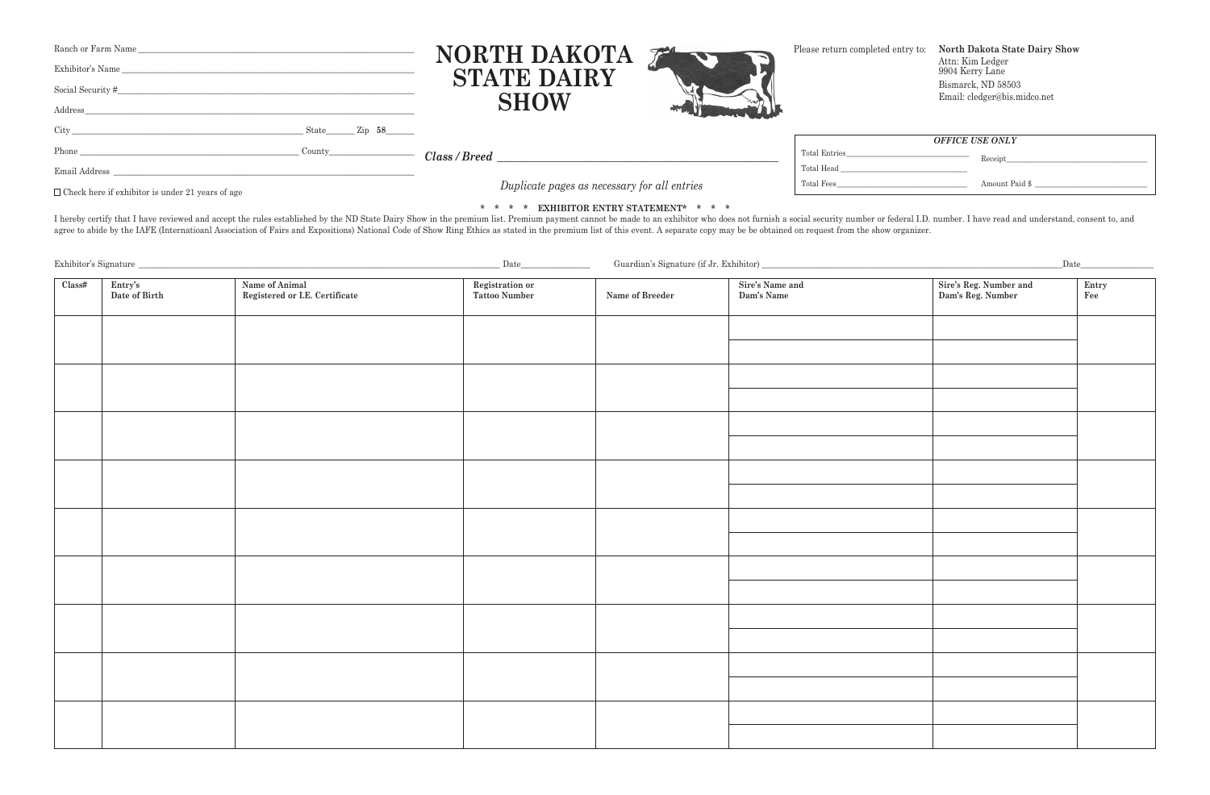Ranch or Farm Name ______________________________

Exhibitor's Name ______________________________

Social Security # ______________________________

Address ______________________________

City ______________________ State ______ Zip 58______

Phone ______________________ County ______________________

Email Address ______________________________

☐ Check here if exhibitor is under 21 years of age

# NORTH DAKOTA STATE DAIRY SHOW

***Class / Breed*** ______________________________

*Duplicate pages as necessary for all entries*

Please return completed entry to: **North Dakota State Dairy Show**
Attn: Kim Ledger
9904 Kerry Lane
Bismarck, ND 58503
Email: cledger@bis.midco.net

| *OFFICE USE ONLY* | |
|---|---|
| Total Entries ______________ | Receipt ______________ |
| Total Head ______________ | |
| Total Fees ______________ | Amount Paid $ ______________ |

**\* \* \* \* EXHIBITOR ENTRY STATEMENT\* \* \* \***

I hereby certify that I have reviewed and accept the rules established by the ND State Dairy Show in the premium list. Premium payment cannot be made to an exhibitor who does not furnish a social security number or federal I.D. number. I have read and understand, consent to, and agree to abide by the IAFE (Internatioanl Association of Fairs and Expositions) National Code of Show Ring Ethics as stated in the premium list of this event. A separate copy may be be obtained on request from the show organizer.

Exhibitor's Signature ______________________________ Date ______________ Guardian's Signature (if Jr. Exhibitor) ______________________________ Date ______________

| Class# | Entry's Date of Birth | Name of Animal Registered or I.E. Certificate | Registration or Tattoo Number | Name of Breeder | Sire's Name and Dam's Name | Sire's Reg. Number and Dam's Reg. Number | Entry Fee |
|---|---|---|---|---|---|---|---|
| | | | | | | | |
| | | | | | | | |
| | | | | | | | |
| | | | | | | | |
| | | | | | | | |
| | | | | | | | |
| | | | | | | | |
| | | | | | | | |
| | | | | | | | |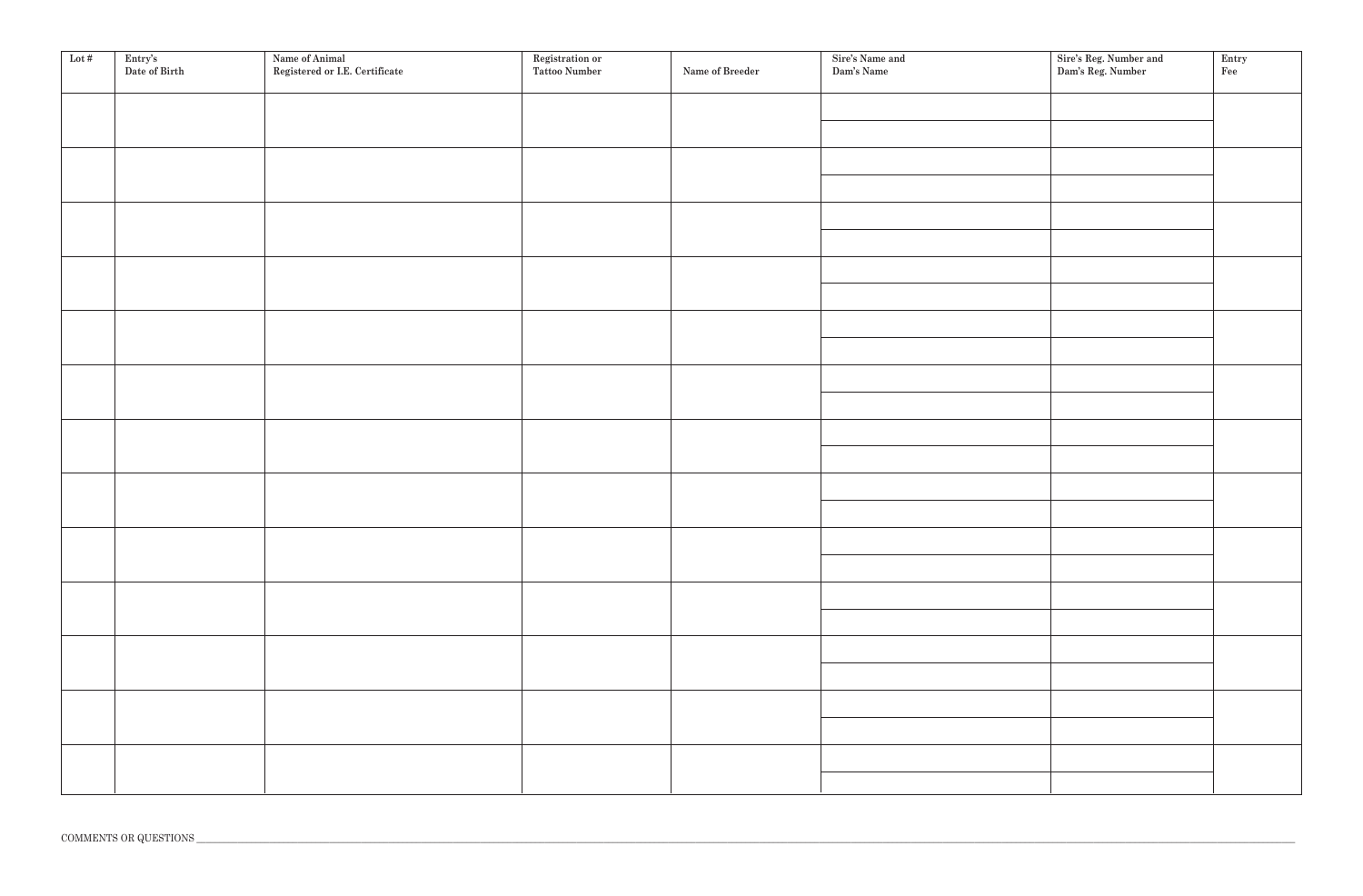| Lot # | Entry's Date of Birth | Name of Animal Registered or I.E. Certificate | Registration or Tattoo Number | Name of Breeder | Sire's Name and Dam's Name | Sire's Reg. Number and Dam's Reg. Number | Entry Fee |
|---|---|---|---|---|---|---|---|
| | | | | | | | |
| | | | | | | | |
| | | | | | | | |
| | | | | | | | |
| | | | | | | | |
| | | | | | | | |
| | | | | | | | |
| | | | | | | | |
| | | | | | | | |
| | | | | | | | |
| | | | | | | | |
| | | | | | | | |
| | | | | | | | |
| | | | | | | | |
| | | | | | | | |
| | | | | | | | |
| | | | | | | | |
| | | | | | | | |
| | | | | | | | |
| | | | | | | | |
| | | | | | | | |
| | | | | | | | |
| | | | | | | | |
| | | | | | | | |
| | | | | | | | |
| | | | | | | | |

COMMENTS OR QUESTIONS ______________________________________________________________________________